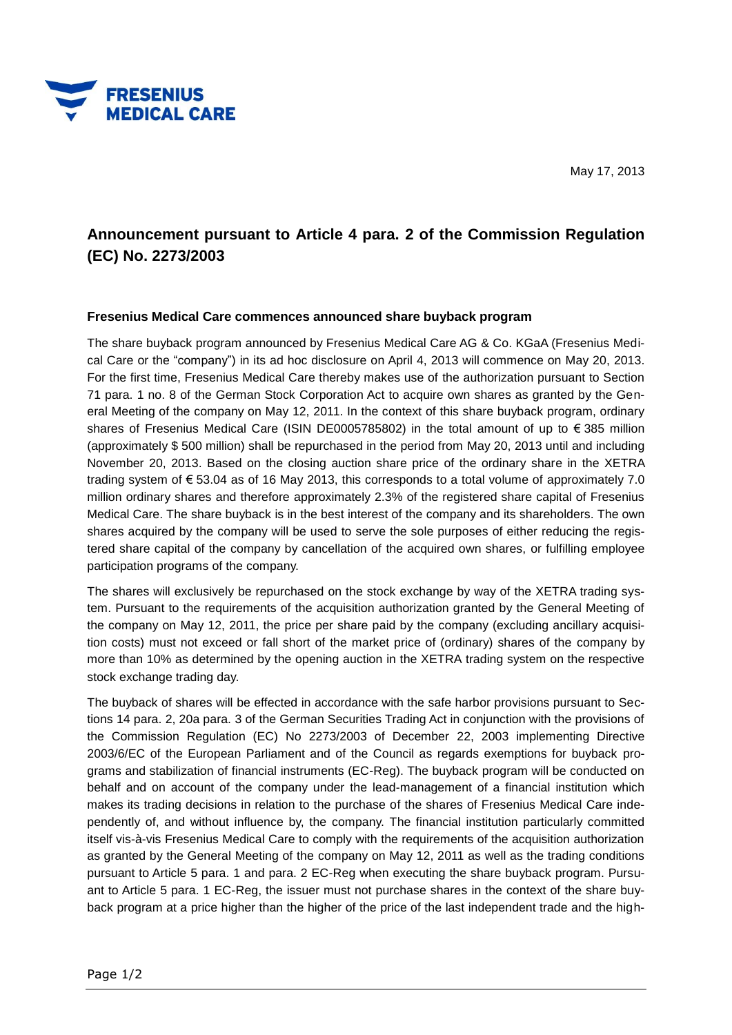FRESENIUS MEDICAL CARE

May 17, 2013

# Announcement pursuant to Article 4 para. 2 of the Commission Regulation (EC) No. 2273/2003

### Fresenius Medical Care commences announced share buyback program

The share buyback program announced by Fresenius Medical Care AG & Co. KGaA (Fresenius Medical Care or the "company") in its ad hoc disclosure on April 4, 2013 will commence on May 20, 2013. For the first time, Fresenius Medical Care thereby makes use of the authorization pursuant to Section 71 para. 1 no. 8 of the German Stock Corporation Act to acquire own shares as granted by the General Meeting of the company on May 12, 2011. In the context of this share buyback program, ordinary shares of Fresenius Medical Care (ISIN DE0005785802) in the total amount of up to € 385 million (approximately $ 500 million) shall be repurchased in the period from May 20, 2013 until and including November 20, 2013. Based on the closing auction share price of the ordinary share in the XETRA trading system of € 53.04 as of 16 May 2013, this corresponds to a total volume of approximately 7.0 million ordinary shares and therefore approximately 2.3% of the registered share capital of Fresenius Medical Care. The share buyback is in the best interest of the company and its shareholders. The own shares acquired by the company will be used to serve the sole purposes of either reducing the registered share capital of the company by cancellation of the acquired own shares, or fulfilling employee participation programs of the company.

The shares will exclusively be repurchased on the stock exchange by way of the XETRA trading system. Pursuant to the requirements of the acquisition authorization granted by the General Meeting of the company on May 12, 2011, the price per share paid by the company (excluding ancillary acquisition costs) must not exceed or fall short of the market price of (ordinary) shares of the company by more than 10% as determined by the opening auction in the XETRA trading system on the respective stock exchange trading day.

The buyback of shares will be effected in accordance with the safe harbor provisions pursuant to Sections 14 para. 2, 20a para. 3 of the German Securities Trading Act in conjunction with the provisions of the Commission Regulation (EC) No 2273/2003 of December 22, 2003 implementing Directive 2003/6/EC of the European Parliament and of the Council as regards exemptions for buyback programs and stabilization of financial instruments (EC-Reg). The buyback program will be conducted on behalf and on account of the company under the lead-management of a financial institution which makes its trading decisions in relation to the purchase of the shares of Fresenius Medical Care independently of, and without influence by, the company. The financial institution particularly committed itself vis-à-vis Fresenius Medical Care to comply with the requirements of the acquisition authorization as granted by the General Meeting of the company on May 12, 2011 as well as the trading conditions pursuant to Article 5 para. 1 and para. 2 EC-Reg when executing the share buyback program. Pursuant to Article 5 para. 1 EC-Reg, the issuer must not purchase shares in the context of the share buyback program at a price higher than the higher of the price of the last independent trade and the high-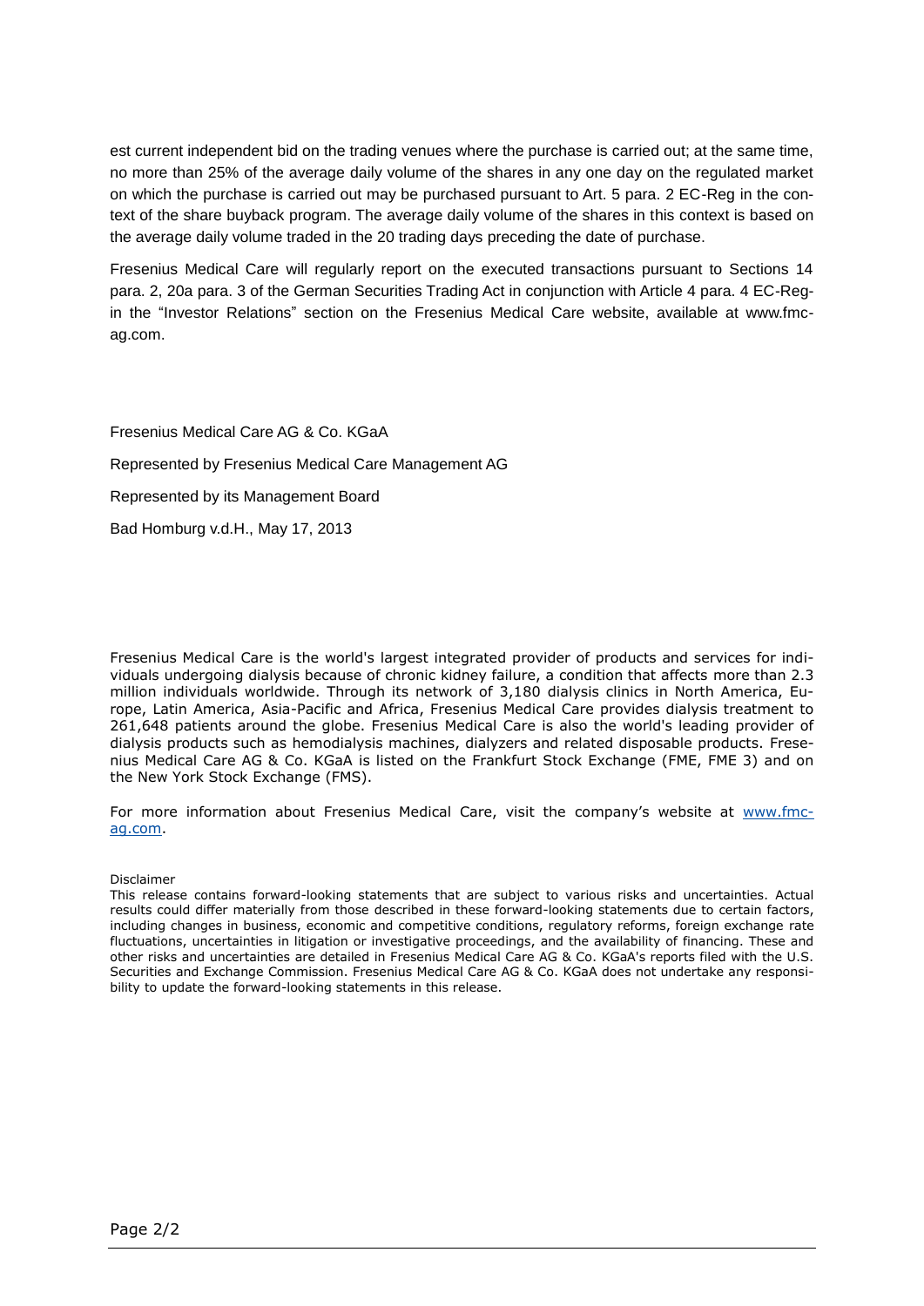est current independent bid on the trading venues where the purchase is carried out; at the same time, no more than 25% of the average daily volume of the shares in any one day on the regulated market on which the purchase is carried out may be purchased pursuant to Art. 5 para. 2 EC-Reg in the context of the share buyback program. The average daily volume of the shares in this context is based on the average daily volume traded in the 20 trading days preceding the date of purchase.

Fresenius Medical Care will regularly report on the executed transactions pursuant to Sections 14 para. 2, 20a para. 3 of the German Securities Trading Act in conjunction with Article 4 para. 4 EC-Reg-in the "Investor Relations" section on the Fresenius Medical Care website, available at www.fmc-ag.com.

Fresenius Medical Care AG & Co. KGaA

Represented by Fresenius Medical Care Management AG

Represented by its Management Board

Bad Homburg v.d.H., May 17, 2013

Fresenius Medical Care is the world's largest integrated provider of products and services for individuals undergoing dialysis because of chronic kidney failure, a condition that affects more than 2.3 million individuals worldwide. Through its network of 3,180 dialysis clinics in North America, Europe, Latin America, Asia-Pacific and Africa, Fresenius Medical Care provides dialysis treatment to 261,648 patients around the globe. Fresenius Medical Care is also the world's leading provider of dialysis products such as hemodialysis machines, dialyzers and related disposable products. Fresenius Medical Care AG & Co. KGaA is listed on the Frankfurt Stock Exchange (FME, FME 3) and on the New York Stock Exchange (FMS).

For more information about Fresenius Medical Care, visit the company's website at www.fmc-ag.com.

Disclaimer

This release contains forward-looking statements that are subject to various risks and uncertainties. Actual results could differ materially from those described in these forward-looking statements due to certain factors, including changes in business, economic and competitive conditions, regulatory reforms, foreign exchange rate fluctuations, uncertainties in litigation or investigative proceedings, and the availability of financing. These and other risks and uncertainties are detailed in Fresenius Medical Care AG & Co. KGaA's reports filed with the U.S. Securities and Exchange Commission. Fresenius Medical Care AG & Co. KGaA does not undertake any responsibility to update the forward-looking statements in this release.